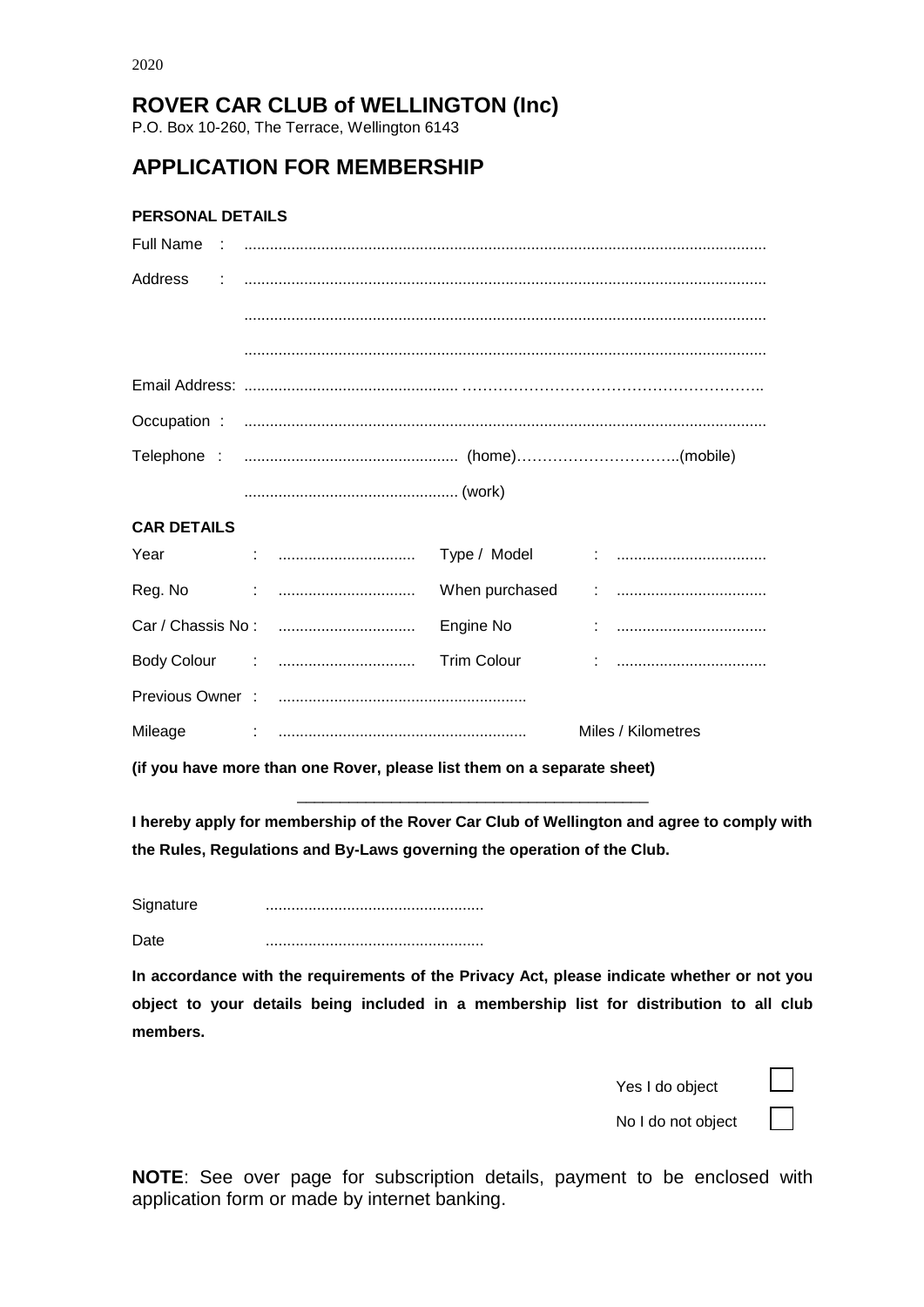2020

# ROVER CAR CLUB of WELLINGTON (Inc)

P.O. Box 10-260, The Terrace, Wellington 6143

# APPLICATION FOR MEMBERSHIP

### PERSONAL DETAILS

Full Name : ........................................................................................................................

Address : ........................................................................................................................

........................................................................................................................

........................................................................................................................

Email Address: ................................................. ……………………………………………………..

Occupation : ........................................................................................................................

Telephone : ................................................. (home)…………………………..(mobile)

................................................. (work)

### CAR DETAILS

| | | | |
|---|---|---|---|
| Year : | ................................ | Type / Model : | ................................... |
| Reg. No : | ................................ | When purchased : | ................................... |
| Car / Chassis No : | ................................ | Engine No : | ................................... |
| Body Colour : | ................................ | Trim Colour : | ................................... |

Previous Owner : ..........................................................

Mileage : .......................................................... Miles / Kilometres

**(if you have more than one Rover, please list them on a separate sheet)**

---

**I hereby apply for membership of the Rover Car Club of Wellington and agree to comply with the Rules, Regulations and By-Laws governing the operation of the Club.**

Signature ...................................................

Date ...................................................

**In accordance with the requirements of the Privacy Act, please indicate whether or not you object to your details being included in a membership list for distribution to all club members.**

Yes I do object ☐

No I do not object ☐

**NOTE**: See over page for subscription details, payment to be enclosed with application form or made by internet banking.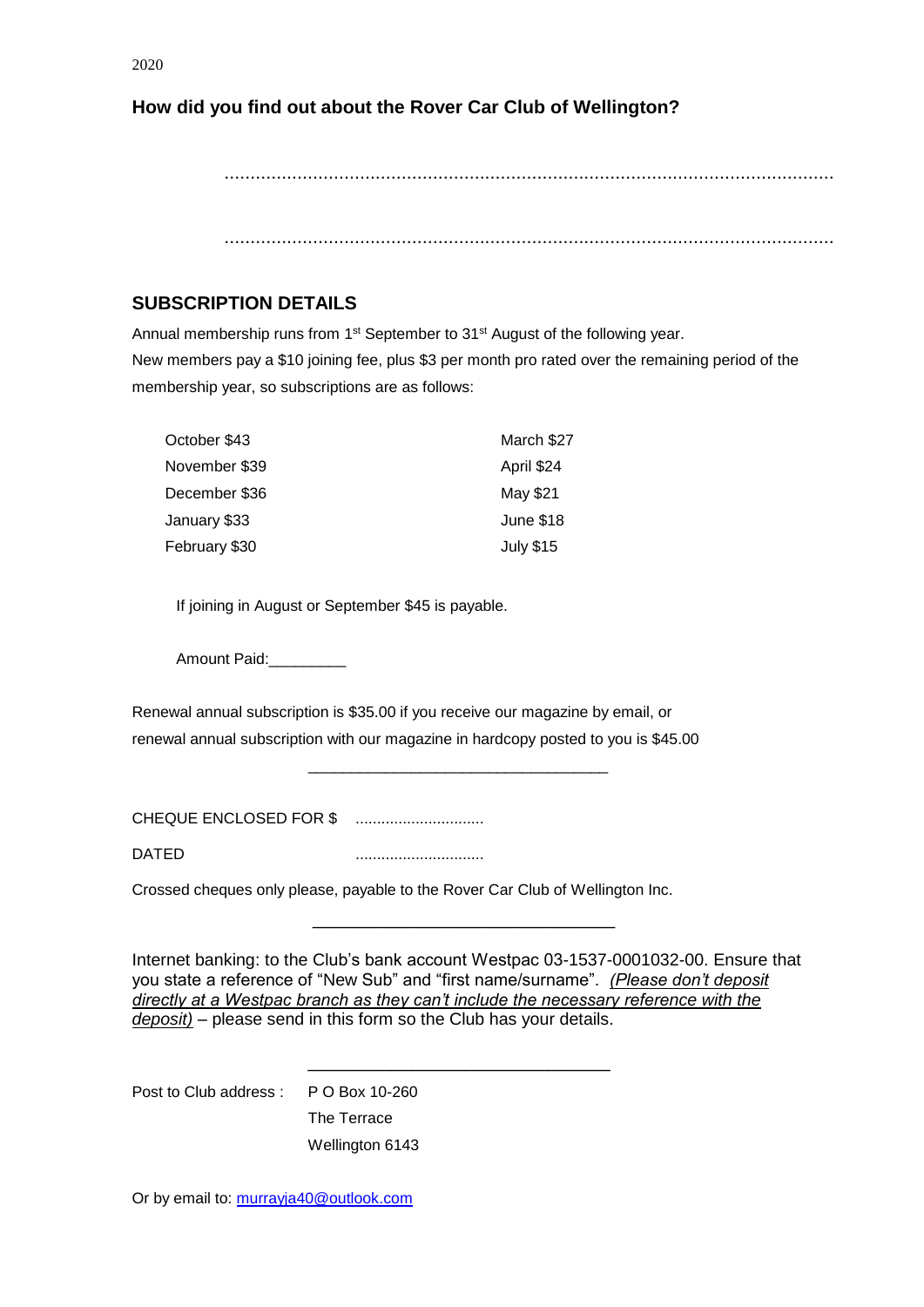2020

## How did you find out about the Rover Car Club of Wellington?

.....................................................................................................................

.....................................................................................................................

## SUBSCRIPTION DETAILS

Annual membership runs from 1st September to 31st August of the following year.
New members pay a $10 joining fee, plus $3 per month pro rated over the remaining period of the membership year, so subscriptions are as follows:

| | |
|---|---|
| October $43 | March $27 |
| November $39 | April $24 |
| December $36 | May $21 |
| January $33 | June $18 |
| February $30 | July $15 |

If joining in August or September $45 is payable.

Amount Paid:_________

Renewal annual subscription is $35.00 if you receive our magazine by email, or
renewal annual subscription with our magazine in hardcopy posted to you is $45.00

---

CHEQUE ENCLOSED FOR $ ..............................

DATED ..............................

Crossed cheques only please, payable to the Rover Car Club of Wellington Inc.

---

Internet banking: to the Club's bank account Westpac 03-1537-0001032-00. Ensure that you state a reference of "New Sub" and "first name/surname". *Please don't deposit directly at a Westpac branch as they can't include the necessary reference with the deposit)* – please send in this form so the Club has your details.

---

Post to Club address : P O Box 10-260
The Terrace
Wellington 6143

Or by email to: murrayja40@outlook.com